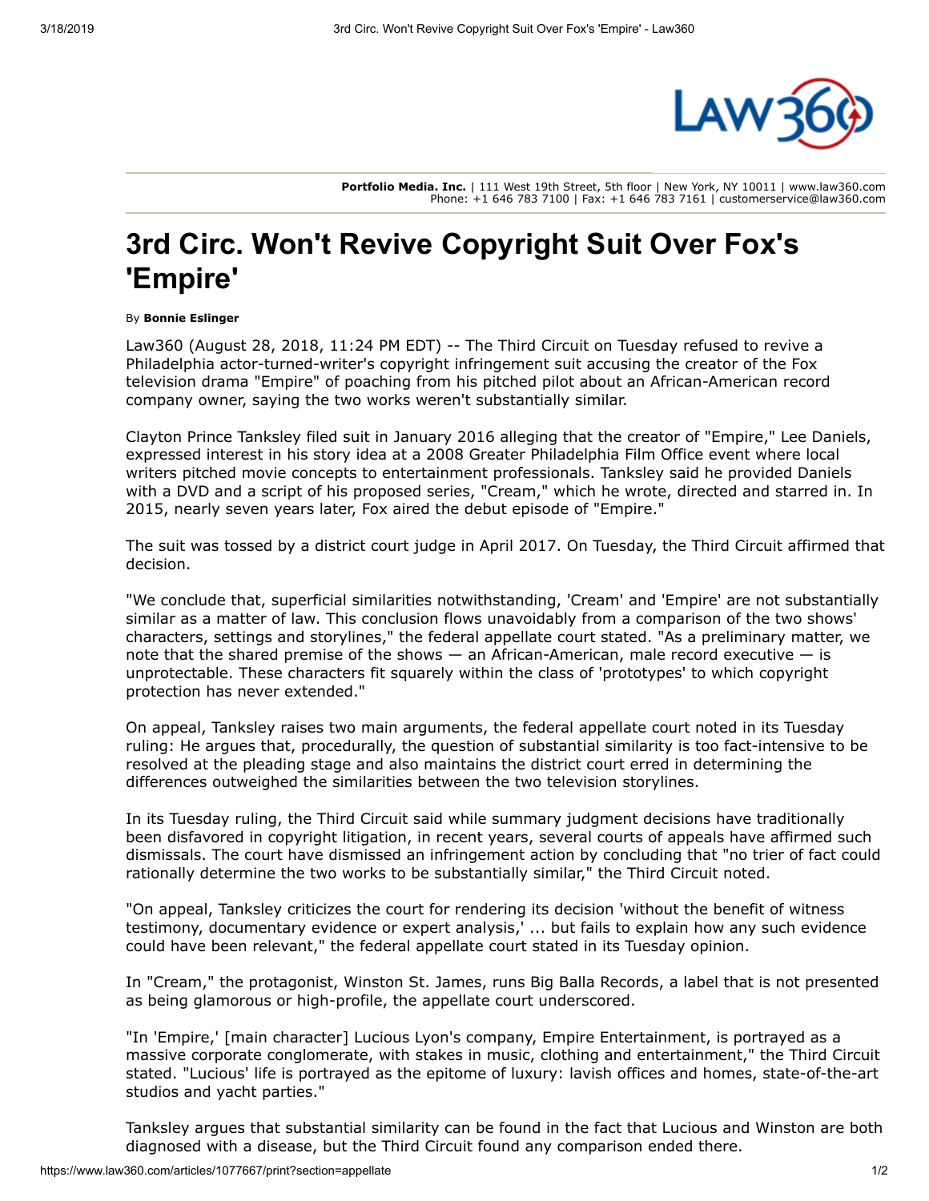Portfolio Media. Inc. | 111 West 19th Street, 5th floor | New York, NY 10011 | www.law360.com
Phone: +1 646 783 7100 | Fax: +1 646 783 7161 | customerservice@law360.com

# 3rd Circ. Won't Revive Copyright Suit Over Fox's 'Empire'

By **Bonnie Eslinger**

Law360 (August 28, 2018, 11:24 PM EDT) -- The Third Circuit on Tuesday refused to revive a Philadelphia actor-turned-writer's copyright infringement suit accusing the creator of the Fox television drama "Empire" of poaching from his pitched pilot about an African-American record company owner, saying the two works weren't substantially similar.

Clayton Prince Tanksley filed suit in January 2016 alleging that the creator of "Empire," Lee Daniels, expressed interest in his story idea at a 2008 Greater Philadelphia Film Office event where local writers pitched movie concepts to entertainment professionals. Tanksley said he provided Daniels with a DVD and a script of his proposed series, "Cream," which he wrote, directed and starred in. In 2015, nearly seven years later, Fox aired the debut episode of "Empire."

The suit was tossed by a district court judge in April 2017. On Tuesday, the Third Circuit affirmed that decision.

"We conclude that, superficial similarities notwithstanding, 'Cream' and 'Empire' are not substantially similar as a matter of law. This conclusion flows unavoidably from a comparison of the two shows' characters, settings and storylines," the federal appellate court stated. "As a preliminary matter, we note that the shared premise of the shows — an African-American, male record executive — is unprotectable. These characters fit squarely within the class of 'prototypes' to which copyright protection has never extended."

On appeal, Tanksley raises two main arguments, the federal appellate court noted in its Tuesday ruling: He argues that, procedurally, the question of substantial similarity is too fact-intensive to be resolved at the pleading stage and also maintains the district court erred in determining the differences outweighed the similarities between the two television storylines.

In its Tuesday ruling, the Third Circuit said while summary judgment decisions have traditionally been disfavored in copyright litigation, in recent years, several courts of appeals have affirmed such dismissals. The court have dismissed an infringement action by concluding that "no trier of fact could rationally determine the two works to be substantially similar," the Third Circuit noted.

"On appeal, Tanksley criticizes the court for rendering its decision 'without the benefit of witness testimony, documentary evidence or expert analysis,' ... but fails to explain how any such evidence could have been relevant," the federal appellate court stated in its Tuesday opinion.

In "Cream," the protagonist, Winston St. James, runs Big Balla Records, a label that is not presented as being glamorous or high-profile, the appellate court underscored.

"In 'Empire,' [main character] Lucious Lyon's company, Empire Entertainment, is portrayed as a massive corporate conglomerate, with stakes in music, clothing and entertainment," the Third Circuit stated. "Lucious' life is portrayed as the epitome of luxury: lavish offices and homes, state-of-the-art studios and yacht parties."

Tanksley argues that substantial similarity can be found in the fact that Lucious and Winston are both diagnosed with a disease, but the Third Circuit found any comparison ended there.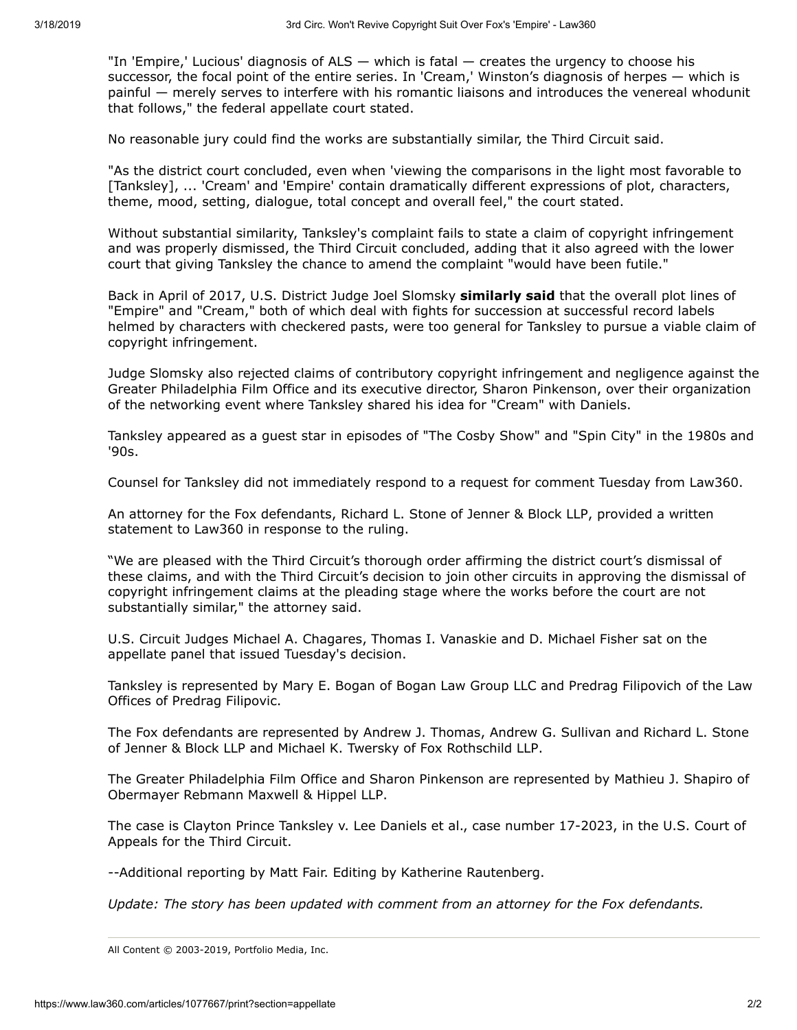"In 'Empire,' Lucious' diagnosis of ALS — which is fatal — creates the urgency to choose his successor, the focal point of the entire series. In 'Cream,' Winston's diagnosis of herpes — which is painful — merely serves to interfere with his romantic liaisons and introduces the venereal whodunit that follows," the federal appellate court stated.

No reasonable jury could find the works are substantially similar, the Third Circuit said.

"As the district court concluded, even when 'viewing the comparisons in the light most favorable to [Tanksley], ... 'Cream' and 'Empire' contain dramatically different expressions of plot, characters, theme, mood, setting, dialogue, total concept and overall feel," the court stated.

Without substantial similarity, Tanksley's complaint fails to state a claim of copyright infringement and was properly dismissed, the Third Circuit concluded, adding that it also agreed with the lower court that giving Tanksley the chance to amend the complaint "would have been futile."

Back in April of 2017, U.S. District Judge Joel Slomsky **similarly said** that the overall plot lines of "Empire" and "Cream," both of which deal with fights for succession at successful record labels helmed by characters with checkered pasts, were too general for Tanksley to pursue a viable claim of copyright infringement.

Judge Slomsky also rejected claims of contributory copyright infringement and negligence against the Greater Philadelphia Film Office and its executive director, Sharon Pinkenson, over their organization of the networking event where Tanksley shared his idea for "Cream" with Daniels.

Tanksley appeared as a guest star in episodes of "The Cosby Show" and "Spin City" in the 1980s and '90s.

Counsel for Tanksley did not immediately respond to a request for comment Tuesday from Law360.

An attorney for the Fox defendants, Richard L. Stone of Jenner & Block LLP, provided a written statement to Law360 in response to the ruling.

"We are pleased with the Third Circuit's thorough order affirming the district court's dismissal of these claims, and with the Third Circuit's decision to join other circuits in approving the dismissal of copyright infringement claims at the pleading stage where the works before the court are not substantially similar," the attorney said.

U.S. Circuit Judges Michael A. Chagares, Thomas I. Vanaskie and D. Michael Fisher sat on the appellate panel that issued Tuesday's decision.

Tanksley is represented by Mary E. Bogan of Bogan Law Group LLC and Predrag Filipovich of the Law Offices of Predrag Filipovic.

The Fox defendants are represented by Andrew J. Thomas, Andrew G. Sullivan and Richard L. Stone of Jenner & Block LLP and Michael K. Twersky of Fox Rothschild LLP.

The Greater Philadelphia Film Office and Sharon Pinkenson are represented by Mathieu J. Shapiro of Obermayer Rebmann Maxwell & Hippel LLP.

The case is Clayton Prince Tanksley v. Lee Daniels et al., case number 17-2023, in the U.S. Court of Appeals for the Third Circuit.

--Additional reporting by Matt Fair. Editing by Katherine Rautenberg.

*Update: The story has been updated with comment from an attorney for the Fox defendants.*

All Content © 2003-2019, Portfolio Media, Inc.